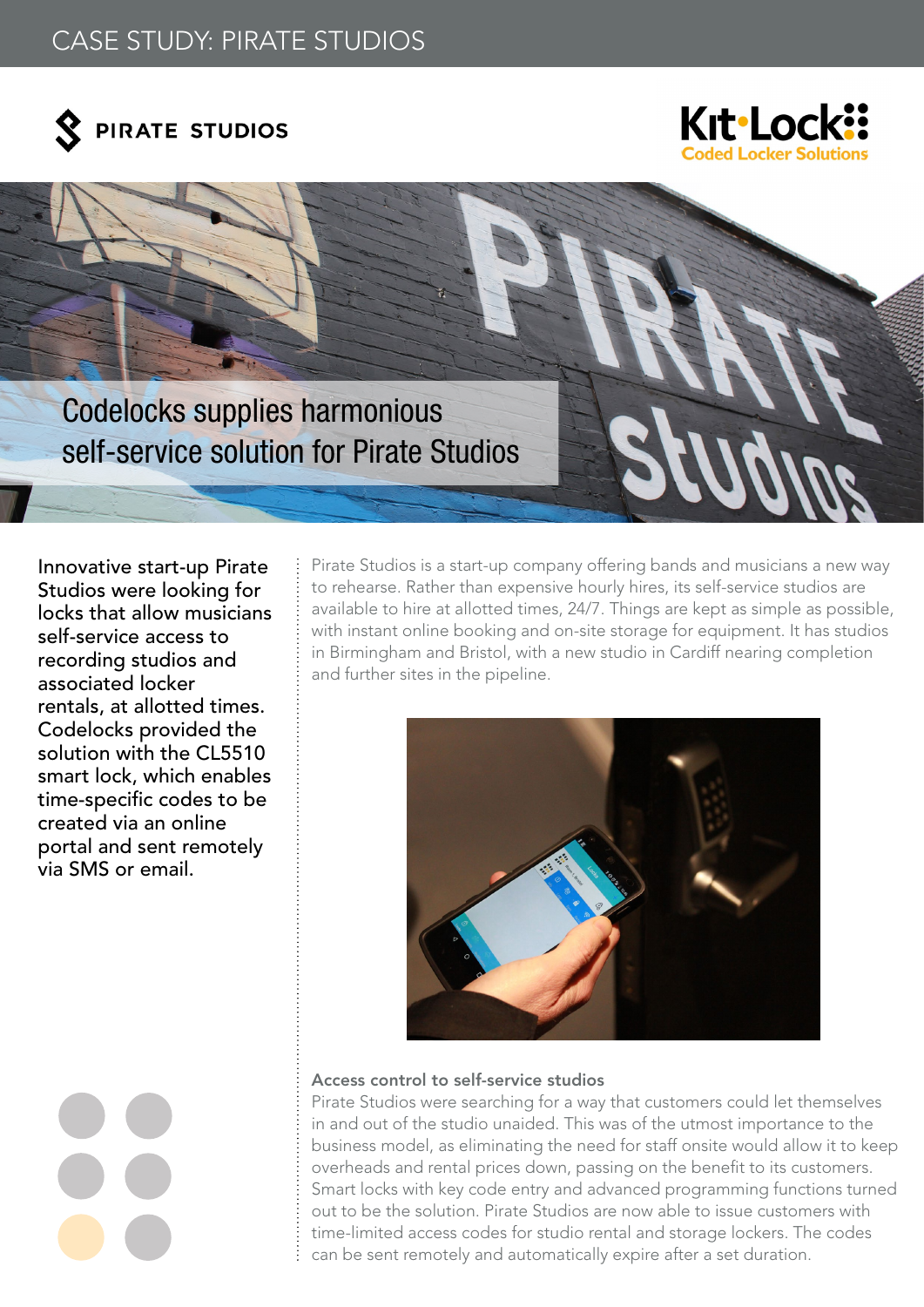CASE STUDY: PIRATE STUDIOS

PIRATE STUDIOS

Kit·Lock
Coded Locker Solutions

# Codelocks supplies harmonious self-service solution for Pirate Studios

**Innovative start-up Pirate Studios were looking for locks that allow musicians self-service access to recording studios and associated locker rentals, at allotted times. Codelocks provided the solution with the CL5510 smart lock, which enables time-specific codes to be created via an online portal and sent remotely via SMS or email.**

Pirate Studios is a start-up company offering bands and musicians a new way to rehearse. Rather than expensive hourly hires, its self-service studios are available to hire at allotted times, 24/7. Things are kept as simple as possible, with instant online booking and on-site storage for equipment. It has studios in Birmingham and Bristol, with a new studio in Cardiff nearing completion and further sites in the pipeline.

### Access control to self-service studios

Pirate Studios were searching for a way that customers could let themselves in and out of the studio unaided. This was of the utmost importance to the business model, as eliminating the need for staff onsite would allow it to keep overheads and rental prices down, passing on the benefit to its customers. Smart locks with key code entry and advanced programming functions turned out to be the solution. Pirate Studios are now able to issue customers with time-limited access codes for studio rental and storage lockers. The codes can be sent remotely and automatically expire after a set duration.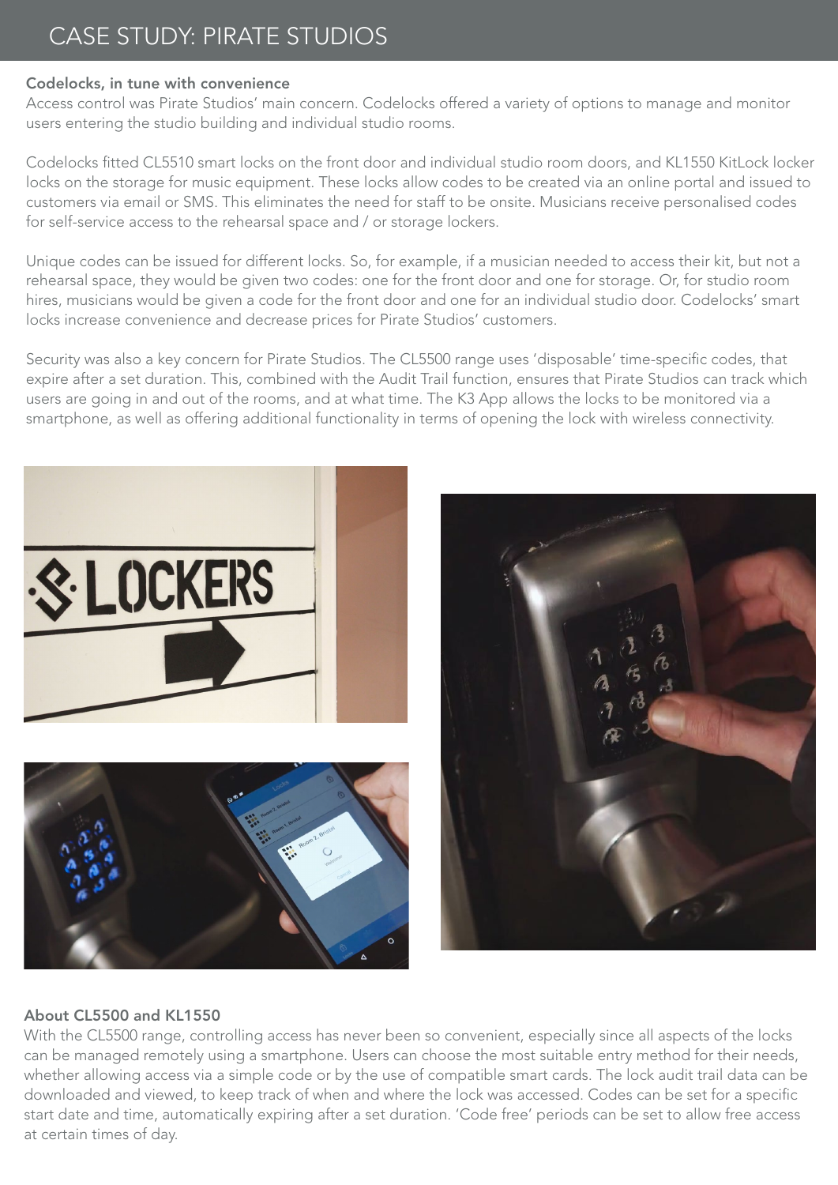# CASE STUDY: PIRATE STUDIOS

**Codelocks, in tune with convenience**

Access control was Pirate Studios' main concern. Codelocks offered a variety of options to manage and monitor users entering the studio building and individual studio rooms.

Codelocks fitted CL5510 smart locks on the front door and individual studio room doors, and KL1550 KitLock locker locks on the storage for music equipment. These locks allow codes to be created via an online portal and issued to customers via email or SMS. This eliminates the need for staff to be onsite. Musicians receive personalised codes for self-service access to the rehearsal space and / or storage lockers.

Unique codes can be issued for different locks. So, for example, if a musician needed to access their kit, but not a rehearsal space, they would be given two codes: one for the front door and one for storage. Or, for studio room hires, musicians would be given a code for the front door and one for an individual studio door. Codelocks' smart locks increase convenience and decrease prices for Pirate Studios' customers.

Security was also a key concern for Pirate Studios. The CL5500 range uses 'disposable' time-specific codes, that expire after a set duration. This, combined with the Audit Trail function, ensures that Pirate Studios can track which users are going in and out of the rooms, and at what time. The K3 App allows the locks to be monitored via a smartphone, as well as offering additional functionality in terms of opening the lock with wireless connectivity.

**About CL5500 and KL1550**

With the CL5500 range, controlling access has never been so convenient, especially since all aspects of the locks can be managed remotely using a smartphone. Users can choose the most suitable entry method for their needs, whether allowing access via a simple code or by the use of compatible smart cards. The lock audit trail data can be downloaded and viewed, to keep track of when and where the lock was accessed. Codes can be set for a specific start date and time, automatically expiring after a set duration. 'Code free' periods can be set to allow free access at certain times of day.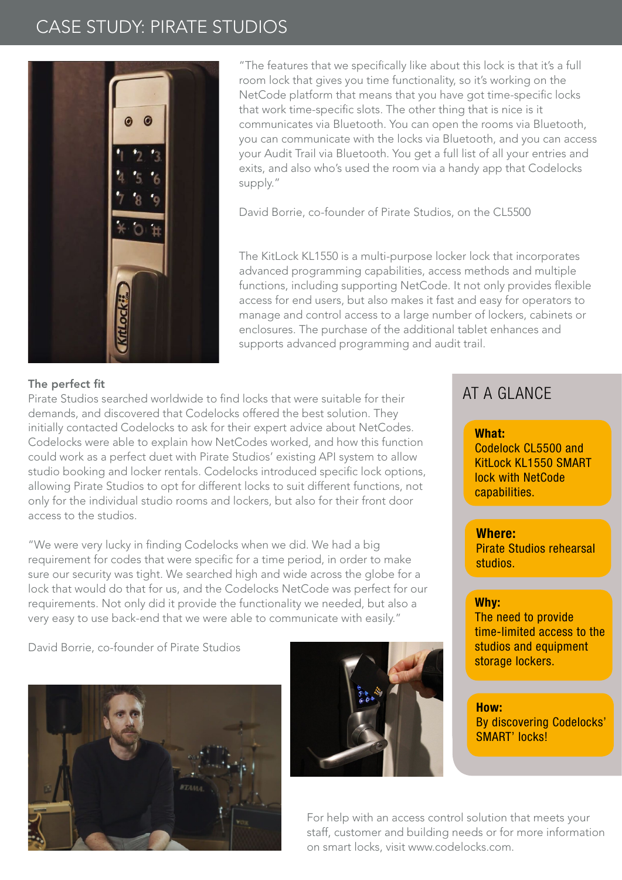# CASE STUDY: PIRATE STUDIOS

"The features that we specifically like about this lock is that it's a full room lock that gives you time functionality, so it's working on the NetCode platform that means that you have got time-specific locks that work time-specific slots. The other thing that is nice is it communicates via Bluetooth. You can open the rooms via Bluetooth, you can communicate with the locks via Bluetooth, and you can access your Audit Trail via Bluetooth. You get a full list of all your entries and exits, and also who's used the room via a handy app that Codelocks supply."

David Borrie, co-founder of Pirate Studios, on the CL5500

The KitLock KL1550 is a multi-purpose locker lock that incorporates advanced programming capabilities, access methods and multiple functions, including supporting NetCode. It not only provides flexible access for end users, but also makes it fast and easy for operators to manage and control access to a large number of lockers, cabinets or enclosures. The purchase of the additional tablet enhances and supports advanced programming and audit trail.

### The perfect fit

Pirate Studios searched worldwide to find locks that were suitable for their demands, and discovered that Codelocks offered the best solution. They initially contacted Codelocks to ask for their expert advice about NetCodes. Codelocks were able to explain how NetCodes worked, and how this function could work as a perfect duet with Pirate Studios' existing API system to allow studio booking and locker rentals. Codelocks introduced specific lock options, allowing Pirate Studios to opt for different locks to suit different functions, not only for the individual studio rooms and lockers, but also for their front door access to the studios.

"We were very lucky in finding Codelocks when we did. We had a big requirement for codes that were specific for a time period, in order to make sure our security was tight. We searched high and wide across the globe for a lock that would do that for us, and the Codelocks NetCode was perfect for our requirements. Not only did it provide the functionality we needed, but also a very easy to use back-end that we were able to communicate with easily."

David Borrie, co-founder of Pirate Studios

## AT A GLANCE

**What:**
Codelock CL5500 and KitLock KL1550 SMART lock with NetCode capabilities.

**Where:**
Pirate Studios rehearsal studios.

**Why:**
The need to provide time-limited access to the studios and equipment storage lockers.

**How:**
By discovering Codelocks' SMART' locks!

For help with an access control solution that meets your staff, customer and building needs or for more information on smart locks, visit www.codelocks.com.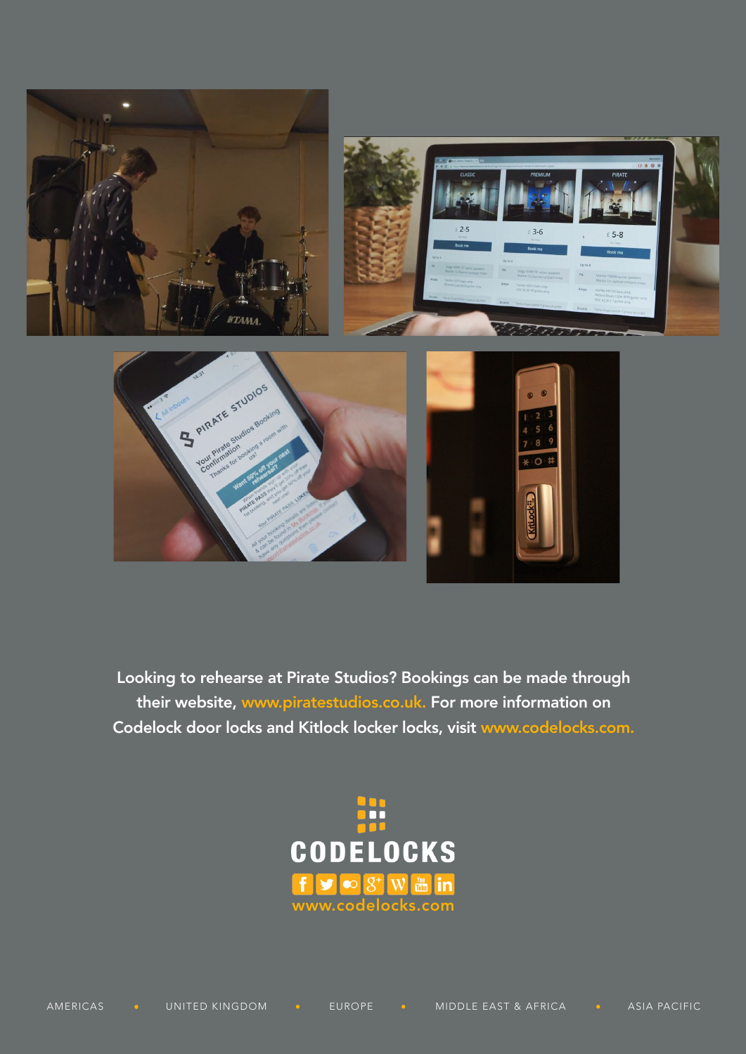Looking to rehearse at Pirate Studios? Bookings can be made through their website, www.piratestudios.co.uk. For more information on Codelock door locks and Kitlock locker locks, visit www.codelocks.com.

CODELOCKS

www.codelocks.com

AMERICAS • UNITED KINGDOM • EUROPE • MIDDLE EAST & AFRICA • ASIA PACIFIC